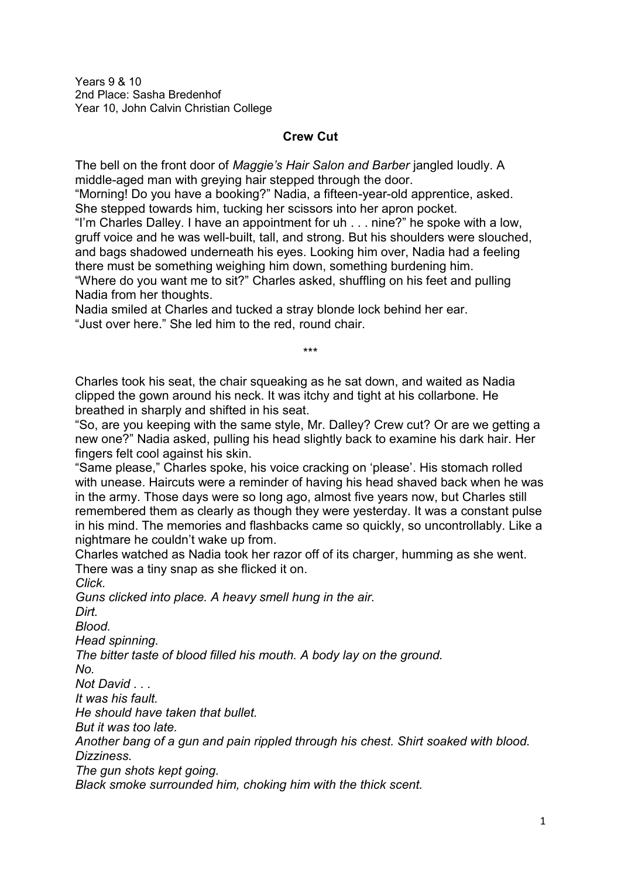Years 9 & 10
2nd Place: Sasha Bredenhof
Year 10, John Calvin Christian College

## Crew Cut

The bell on the front door of *Maggie's Hair Salon and Barber* jangled loudly. A middle-aged man with greying hair stepped through the door.

"Morning! Do you have a booking?" Nadia, a fifteen-year-old apprentice, asked. She stepped towards him, tucking her scissors into her apron pocket.

"I'm Charles Dalley. I have an appointment for uh . . . nine?" he spoke with a low, gruff voice and he was well-built, tall, and strong. But his shoulders were slouched, and bags shadowed underneath his eyes. Looking him over, Nadia had a feeling there must be something weighing him down, something burdening him.

"Where do you want me to sit?" Charles asked, shuffling on his feet and pulling Nadia from her thoughts.

Nadia smiled at Charles and tucked a stray blonde lock behind her ear.

"Just over here." She led him to the red, round chair.

\*\*\*

Charles took his seat, the chair squeaking as he sat down, and waited as Nadia clipped the gown around his neck. It was itchy and tight at his collarbone. He breathed in sharply and shifted in his seat.

"So, are you keeping with the same style, Mr. Dalley? Crew cut? Or are we getting a new one?" Nadia asked, pulling his head slightly back to examine his dark hair. Her fingers felt cool against his skin.

"Same please," Charles spoke, his voice cracking on 'please'. His stomach rolled with unease. Haircuts were a reminder of having his head shaved back when he was in the army. Those days were so long ago, almost five years now, but Charles still remembered them as clearly as though they were yesterday. It was a constant pulse in his mind. The memories and flashbacks came so quickly, so uncontrollably. Like a nightmare he couldn't wake up from.

Charles watched as Nadia took her razor off of its charger, humming as she went. There was a tiny snap as she flicked it on.

*Click.*

*Guns clicked into place. A heavy smell hung in the air.*

*Dirt.*

*Blood.*

*Head spinning.*

*The bitter taste of blood filled his mouth. A body lay on the ground.*

*No.*

*Not David . . .*

*It was his fault.*

*He should have taken that bullet.*

*But it was too late.*

*Another bang of a gun and pain rippled through his chest. Shirt soaked with blood.*

*Dizziness.*

*The gun shots kept going.*

*Black smoke surrounded him, choking him with the thick scent.*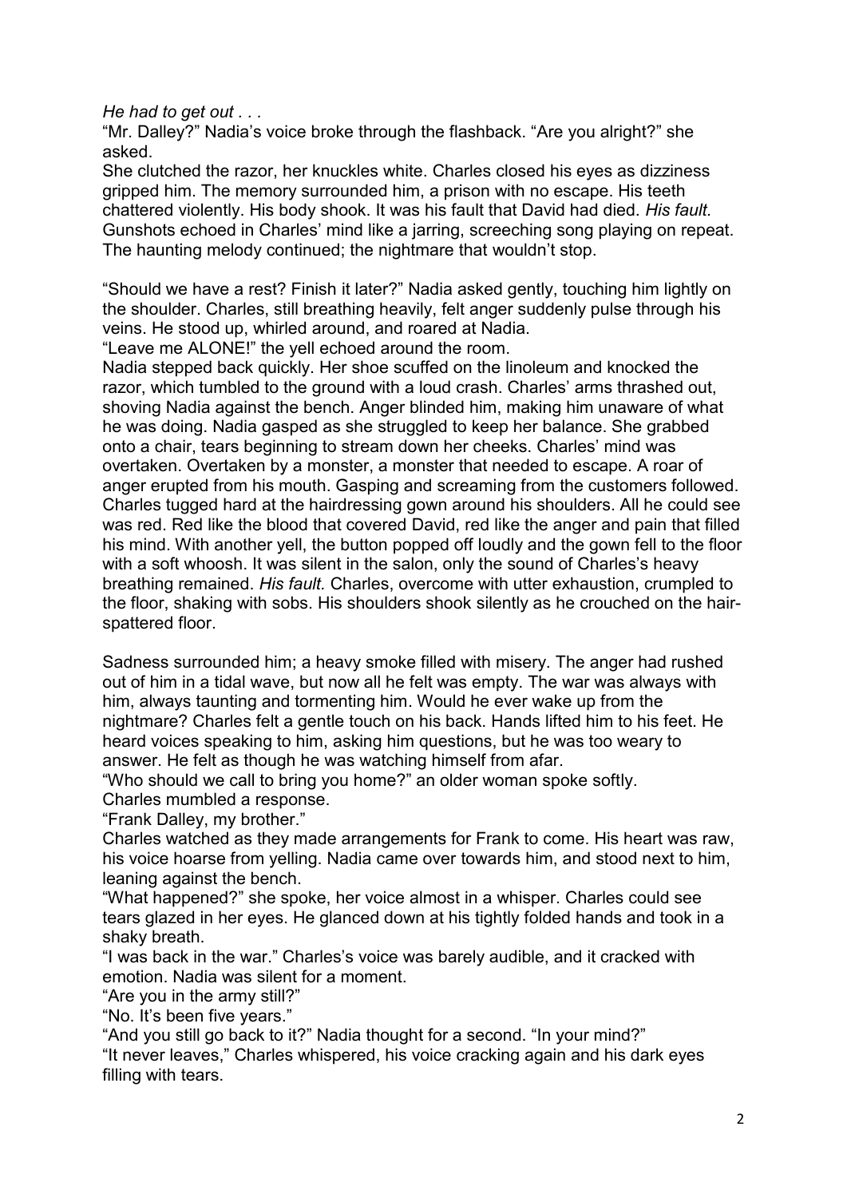*He had to get out . . .*

"Mr. Dalley?" Nadia's voice broke through the flashback. "Are you alright?" she asked.

She clutched the razor, her knuckles white. Charles closed his eyes as dizziness gripped him. The memory surrounded him, a prison with no escape. His teeth chattered violently. His body shook. It was his fault that David had died. *His fault.* Gunshots echoed in Charles' mind like a jarring, screeching song playing on repeat. The haunting melody continued; the nightmare that wouldn't stop.

"Should we have a rest? Finish it later?" Nadia asked gently, touching him lightly on the shoulder. Charles, still breathing heavily, felt anger suddenly pulse through his veins. He stood up, whirled around, and roared at Nadia.

"Leave me ALONE!" the yell echoed around the room.

Nadia stepped back quickly. Her shoe scuffed on the linoleum and knocked the razor, which tumbled to the ground with a loud crash. Charles' arms thrashed out, shoving Nadia against the bench. Anger blinded him, making him unaware of what he was doing. Nadia gasped as she struggled to keep her balance. She grabbed onto a chair, tears beginning to stream down her cheeks. Charles' mind was overtaken. Overtaken by a monster, a monster that needed to escape. A roar of anger erupted from his mouth. Gasping and screaming from the customers followed. Charles tugged hard at the hairdressing gown around his shoulders. All he could see was red. Red like the blood that covered David, red like the anger and pain that filled his mind. With another yell, the button popped off loudly and the gown fell to the floor with a soft whoosh. It was silent in the salon, only the sound of Charles's heavy breathing remained. *His fault.* Charles, overcome with utter exhaustion, crumpled to the floor, shaking with sobs. His shoulders shook silently as he crouched on the hair-spattered floor.

Sadness surrounded him; a heavy smoke filled with misery. The anger had rushed out of him in a tidal wave, but now all he felt was empty. The war was always with him, always taunting and tormenting him. Would he ever wake up from the nightmare? Charles felt a gentle touch on his back. Hands lifted him to his feet. He heard voices speaking to him, asking him questions, but he was too weary to answer. He felt as though he was watching himself from afar.

"Who should we call to bring you home?" an older woman spoke softly.

Charles mumbled a response.

"Frank Dalley, my brother."

Charles watched as they made arrangements for Frank to come. His heart was raw, his voice hoarse from yelling. Nadia came over towards him, and stood next to him, leaning against the bench.

"What happened?" she spoke, her voice almost in a whisper. Charles could see tears glazed in her eyes. He glanced down at his tightly folded hands and took in a shaky breath.

"I was back in the war." Charles's voice was barely audible, and it cracked with emotion. Nadia was silent for a moment.

"Are you in the army still?"

"No. It's been five years."

"And you still go back to it?" Nadia thought for a second. "In your mind?"

"It never leaves," Charles whispered, his voice cracking again and his dark eyes filling with tears.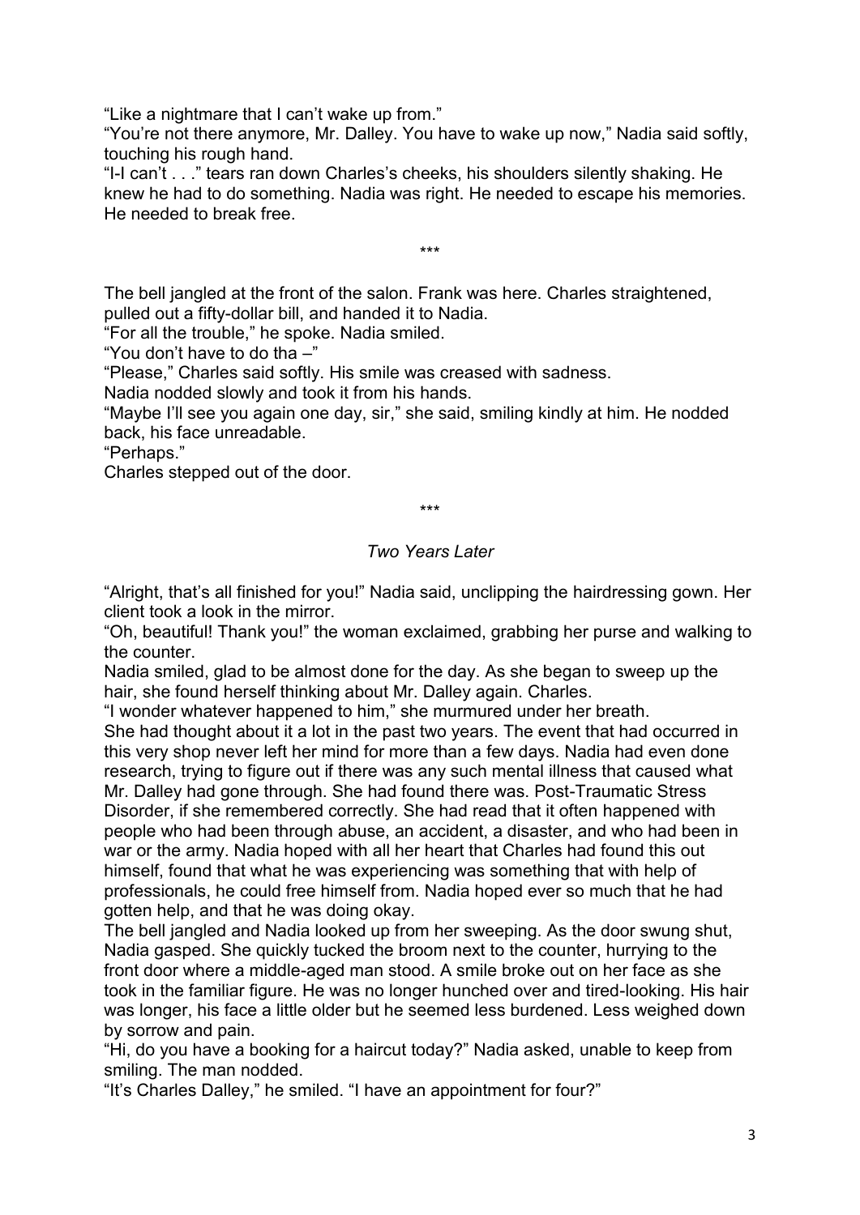"Like a nightmare that I can't wake up from."

"You're not there anymore, Mr. Dalley. You have to wake up now," Nadia said softly, touching his rough hand.

"I-I can't . . ." tears ran down Charles's cheeks, his shoulders silently shaking. He knew he had to do something. Nadia was right. He needed to escape his memories. He needed to break free.

\*\*\*

The bell jangled at the front of the salon. Frank was here. Charles straightened, pulled out a fifty-dollar bill, and handed it to Nadia.

"For all the trouble," he spoke. Nadia smiled.

"You don't have to do tha –"

"Please," Charles said softly. His smile was creased with sadness.

Nadia nodded slowly and took it from his hands.

"Maybe I'll see you again one day, sir," she said, smiling kindly at him. He nodded back, his face unreadable.

"Perhaps."

Charles stepped out of the door.

\*\*\*

*Two Years Later*

"Alright, that's all finished for you!" Nadia said, unclipping the hairdressing gown. Her client took a look in the mirror.

"Oh, beautiful! Thank you!" the woman exclaimed, grabbing her purse and walking to the counter.

Nadia smiled, glad to be almost done for the day. As she began to sweep up the hair, she found herself thinking about Mr. Dalley again. Charles.

"I wonder whatever happened to him," she murmured under her breath.

She had thought about it a lot in the past two years. The event that had occurred in this very shop never left her mind for more than a few days. Nadia had even done research, trying to figure out if there was any such mental illness that caused what Mr. Dalley had gone through. She had found there was. Post-Traumatic Stress Disorder, if she remembered correctly. She had read that it often happened with people who had been through abuse, an accident, a disaster, and who had been in war or the army. Nadia hoped with all her heart that Charles had found this out himself, found that what he was experiencing was something that with help of professionals, he could free himself from. Nadia hoped ever so much that he had gotten help, and that he was doing okay.

The bell jangled and Nadia looked up from her sweeping. As the door swung shut, Nadia gasped. She quickly tucked the broom next to the counter, hurrying to the front door where a middle-aged man stood. A smile broke out on her face as she took in the familiar figure. He was no longer hunched over and tired-looking. His hair was longer, his face a little older but he seemed less burdened. Less weighed down by sorrow and pain.

"Hi, do you have a booking for a haircut today?" Nadia asked, unable to keep from smiling. The man nodded.

"It's Charles Dalley," he smiled. "I have an appointment for four?"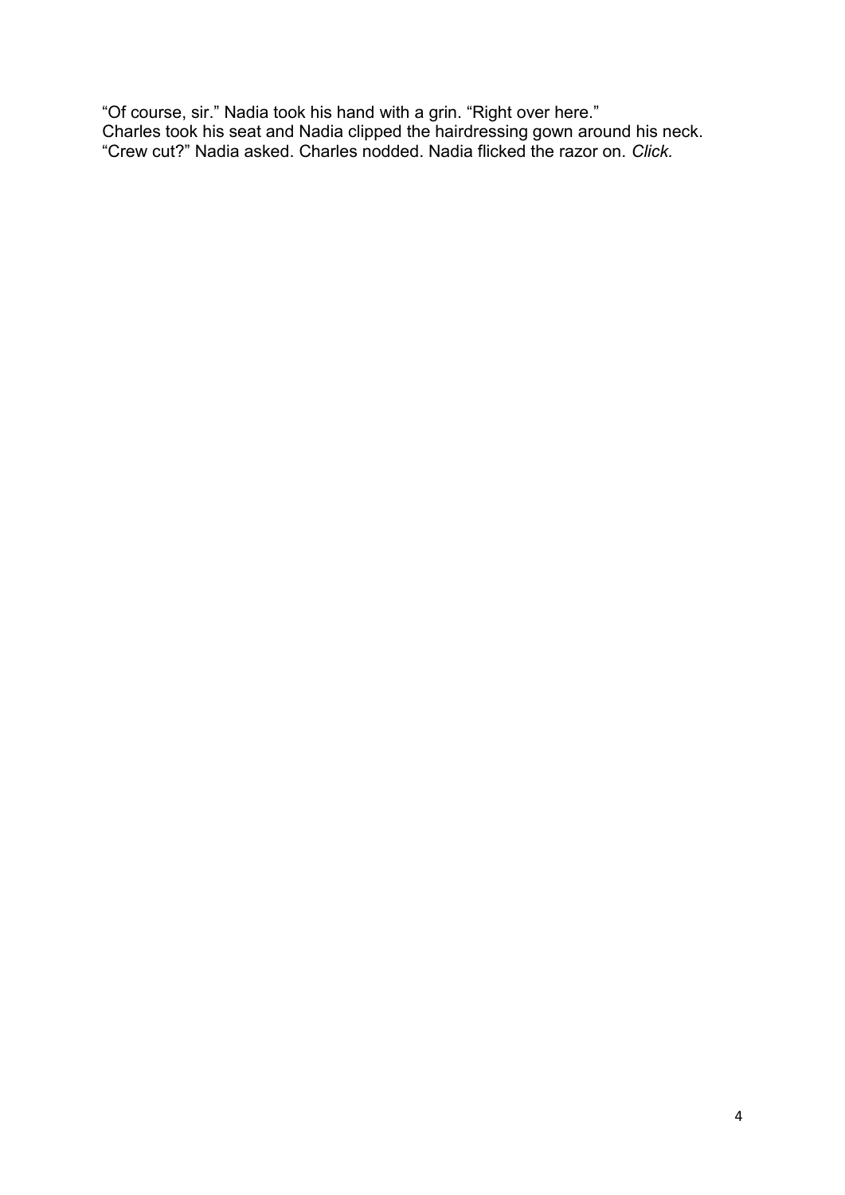"Of course, sir." Nadia took his hand with a grin. "Right over here."
Charles took his seat and Nadia clipped the hairdressing gown around his neck.
"Crew cut?" Nadia asked. Charles nodded. Nadia flicked the razor on. *Click.*